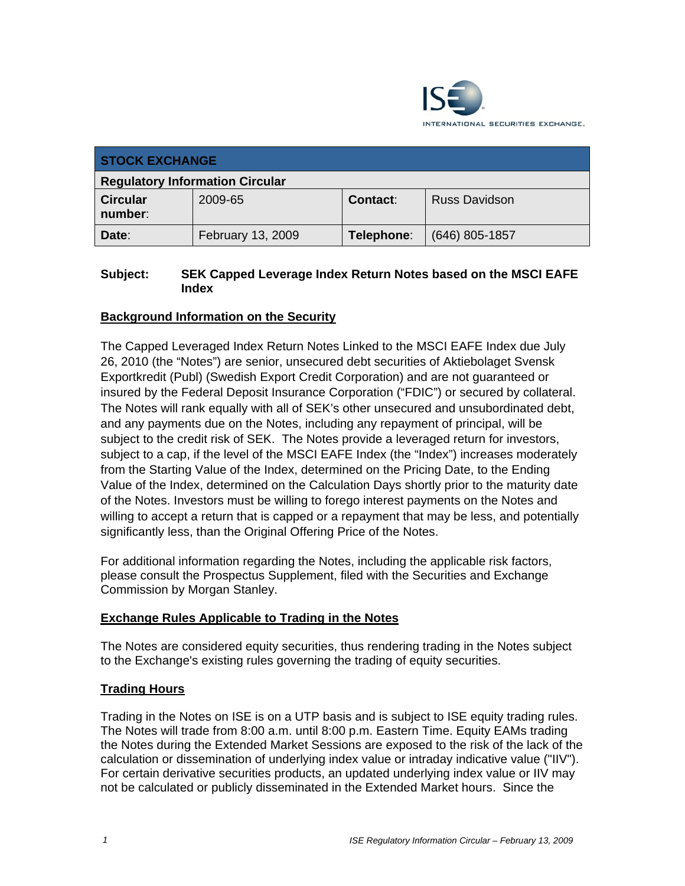| STOCK EXCHANGE | | | |
|---|---|---|---|
| **Regulatory Information Circular** | | | |
| **Circular number**: | 2009-65 | **Contact**: | Russ Davidson |
| **Date**: | February 13, 2009 | **Telephone**: | (646) 805-1857 |

**Subject: SEK Capped Leverage Index Return Notes based on the MSCI EAFE Index**

## Background Information on the Security

The Capped Leveraged Index Return Notes Linked to the MSCI EAFE Index due July 26, 2010 (the "Notes") are senior, unsecured debt securities of Aktiebolaget Svensk Exportkredit (Publ) (Swedish Export Credit Corporation) and are not guaranteed or insured by the Federal Deposit Insurance Corporation ("FDIC") or secured by collateral. The Notes will rank equally with all of SEK's other unsecured and unsubordinated debt, and any payments due on the Notes, including any repayment of principal, will be subject to the credit risk of SEK. The Notes provide a leveraged return for investors, subject to a cap, if the level of the MSCI EAFE Index (the "Index") increases moderately from the Starting Value of the Index, determined on the Pricing Date, to the Ending Value of the Index, determined on the Calculation Days shortly prior to the maturity date of the Notes. Investors must be willing to forego interest payments on the Notes and willing to accept a return that is capped or a repayment that may be less, and potentially significantly less, than the Original Offering Price of the Notes.

For additional information regarding the Notes, including the applicable risk factors, please consult the Prospectus Supplement, filed with the Securities and Exchange Commission by Morgan Stanley.

## Exchange Rules Applicable to Trading in the Notes

The Notes are considered equity securities, thus rendering trading in the Notes subject to the Exchange's existing rules governing the trading of equity securities.

## Trading Hours

Trading in the Notes on ISE is on a UTP basis and is subject to ISE equity trading rules. The Notes will trade from 8:00 a.m. until 8:00 p.m. Eastern Time. Equity EAMs trading the Notes during the Extended Market Sessions are exposed to the risk of the lack of the calculation or dissemination of underlying index value or intraday indicative value ("IIV"). For certain derivative securities products, an updated underlying index value or IIV may not be calculated or publicly disseminated in the Extended Market hours. Since the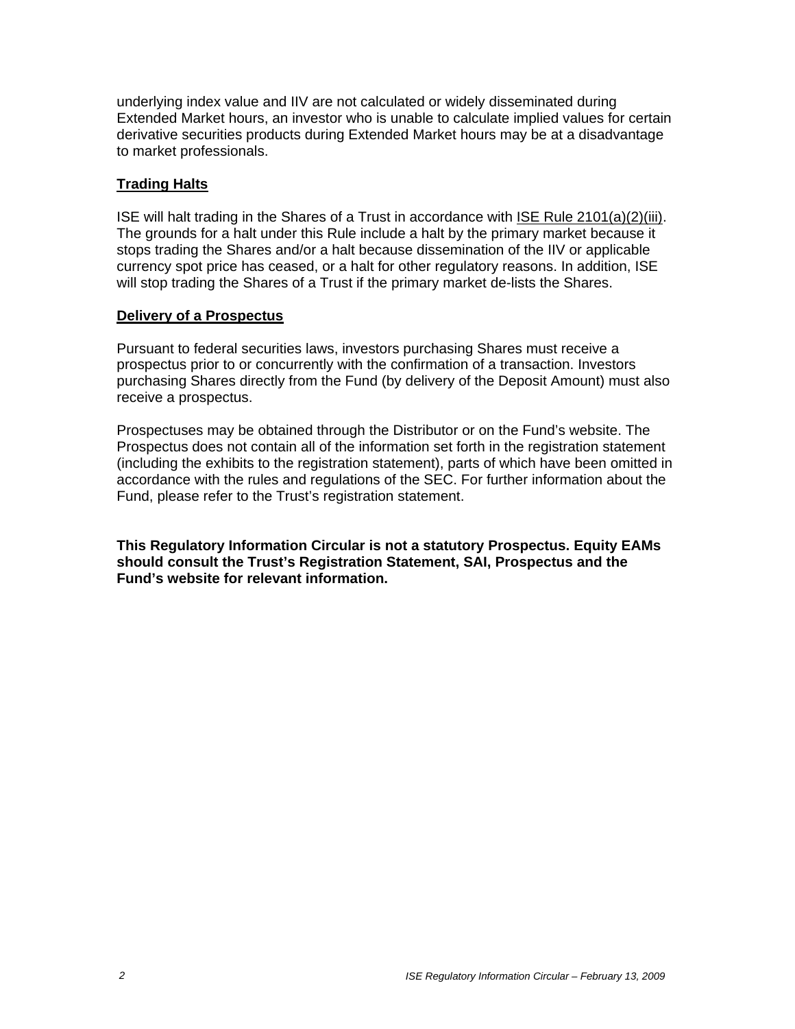underlying index value and IIV are not calculated or widely disseminated during Extended Market hours, an investor who is unable to calculate implied values for certain derivative securities products during Extended Market hours may be at a disadvantage to market professionals.

## Trading Halts

ISE will halt trading in the Shares of a Trust in accordance with ISE Rule 2101(a)(2)(iii). The grounds for a halt under this Rule include a halt by the primary market because it stops trading the Shares and/or a halt because dissemination of the IIV or applicable currency spot price has ceased, or a halt for other regulatory reasons. In addition, ISE will stop trading the Shares of a Trust if the primary market de-lists the Shares.

## Delivery of a Prospectus

Pursuant to federal securities laws, investors purchasing Shares must receive a prospectus prior to or concurrently with the confirmation of a transaction. Investors purchasing Shares directly from the Fund (by delivery of the Deposit Amount) must also receive a prospectus.

Prospectuses may be obtained through the Distributor or on the Fund's website. The Prospectus does not contain all of the information set forth in the registration statement (including the exhibits to the registration statement), parts of which have been omitted in accordance with the rules and regulations of the SEC. For further information about the Fund, please refer to the Trust's registration statement.

**This Regulatory Information Circular is not a statutory Prospectus. Equity EAMs should consult the Trust's Registration Statement, SAI, Prospectus and the Fund's website for relevant information.**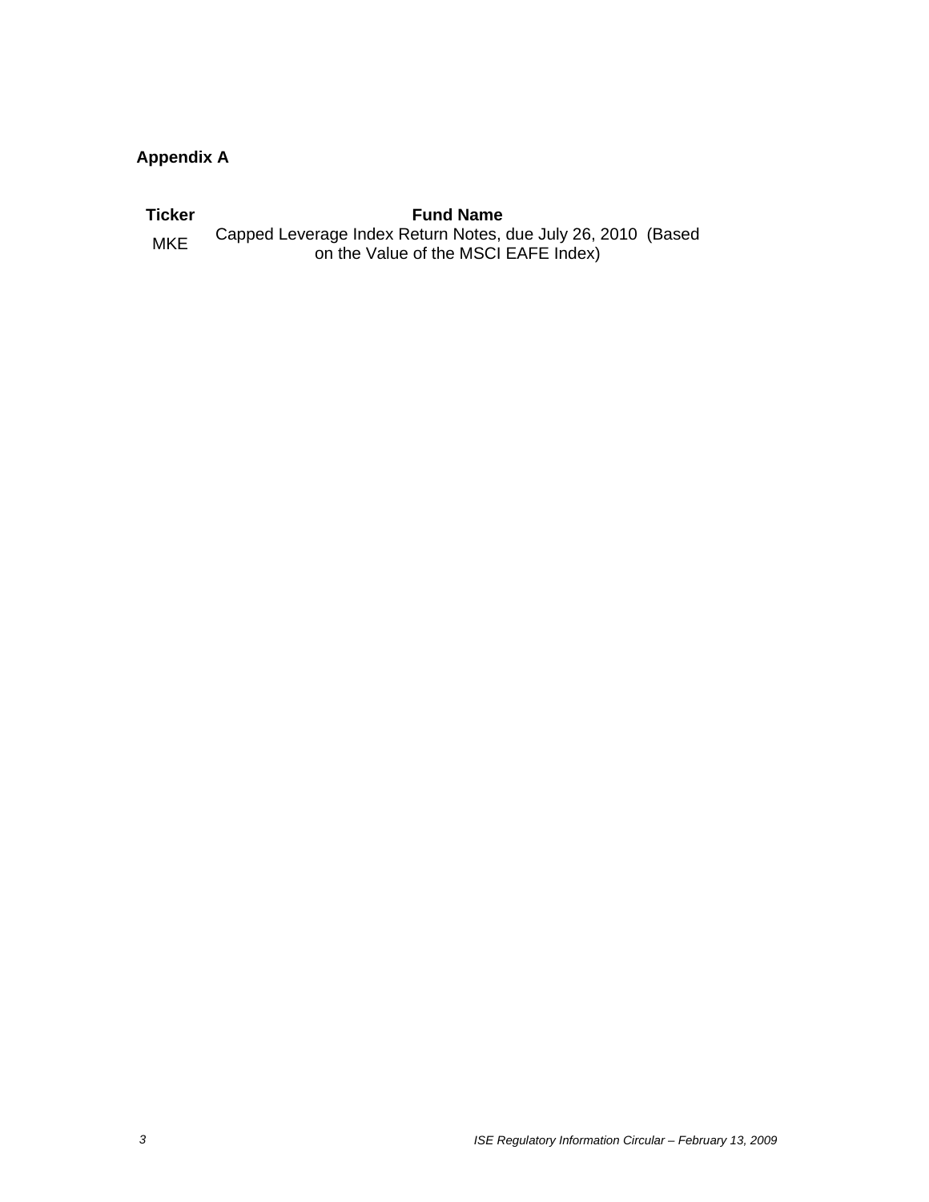**Appendix A**

| Ticker | Fund Name |
|---|---|
| MKE | Capped Leverage Index Return Notes, due July 26, 2010 (Based on the Value of the MSCI EAFE Index) |